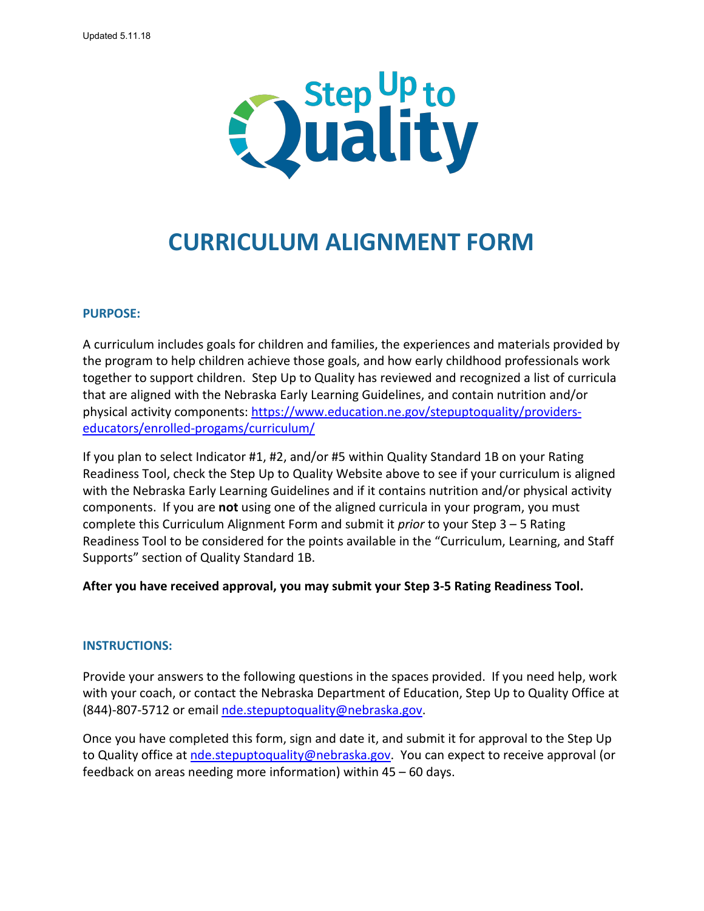Updated 5.11.18

Step Up to Quality

# CURRICULUM ALIGNMENT FORM

## PURPOSE:

A curriculum includes goals for children and families, the experiences and materials provided by the program to help children achieve those goals, and how early childhood professionals work together to support children. Step Up to Quality has reviewed and recognized a list of curricula that are aligned with the Nebraska Early Learning Guidelines, and contain nutrition and/or physical activity components: [https://www.education.ne.gov/stepuptoquality/providers-educators/enrolled-progams/curriculum/](https://www.education.ne.gov/stepuptoquality/providers-educators/enrolled-progams/curriculum/)

If you plan to select Indicator #1, #2, and/or #5 within Quality Standard 1B on your Rating Readiness Tool, check the Step Up to Quality Website above to see if your curriculum is aligned with the Nebraska Early Learning Guidelines and if it contains nutrition and/or physical activity components. If you are **not** using one of the aligned curricula in your program, you must complete this Curriculum Alignment Form and submit it *prior* to your Step 3 – 5 Rating Readiness Tool to be considered for the points available in the "Curriculum, Learning, and Staff Supports" section of Quality Standard 1B.

**After you have received approval, you may submit your Step 3-5 Rating Readiness Tool.**

## INSTRUCTIONS:

Provide your answers to the following questions in the spaces provided. If you need help, work with your coach, or contact the Nebraska Department of Education, Step Up to Quality Office at (844)-807-5712 or email [nde.stepuptoquality@nebraska.gov](mailto:nde.stepuptoquality@nebraska.gov).

Once you have completed this form, sign and date it, and submit it for approval to the Step Up to Quality office at [nde.stepuptoquality@nebraska.gov](mailto:nde.stepuptoquality@nebraska.gov). You can expect to receive approval (or feedback on areas needing more information) within 45 – 60 days.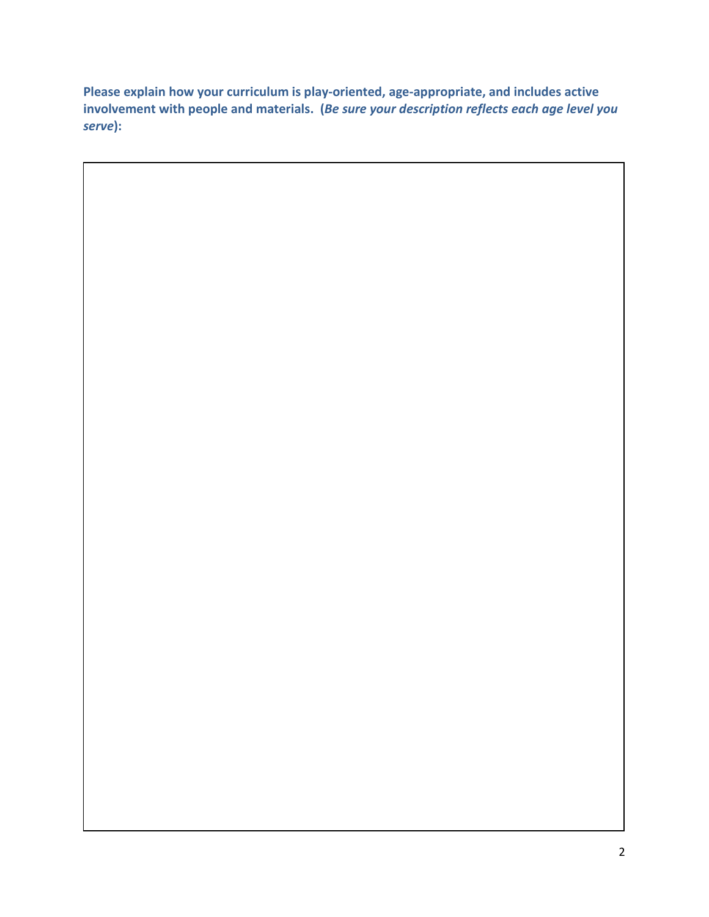**Please explain how your curriculum is play-oriented, age-appropriate, and includes active involvement with people and materials. (*Be sure your description reflects each age level you serve*):**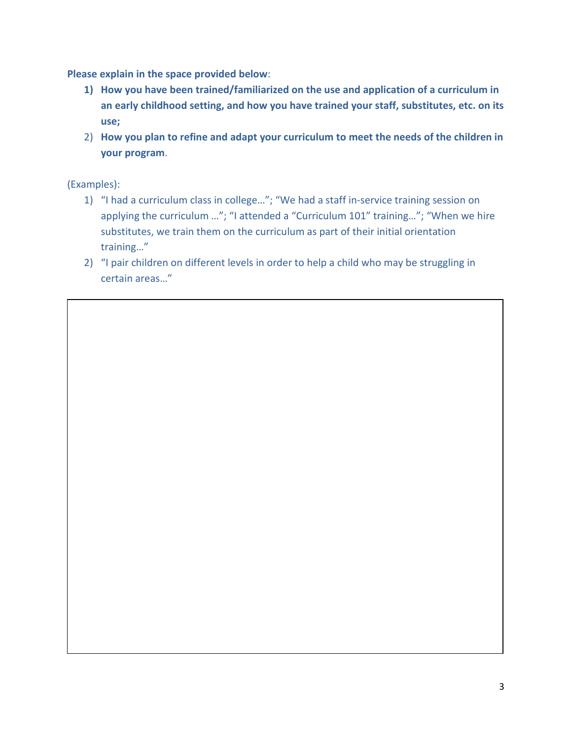**Please explain in the space provided below**:

1) **How you have been trained/familiarized on the use and application of a curriculum in an early childhood setting, and how you have trained your staff, substitutes, etc. on its use;**
2) **How you plan to refine and adapt your curriculum to meet the needs of the children in your program**.

(Examples):

1) "I had a curriculum class in college…"; "We had a staff in-service training session on applying the curriculum …"; "I attended a "Curriculum 101" training…"; "When we hire substitutes, we train them on the curriculum as part of their initial orientation training…"
2) "I pair children on different levels in order to help a child who may be struggling in certain areas…"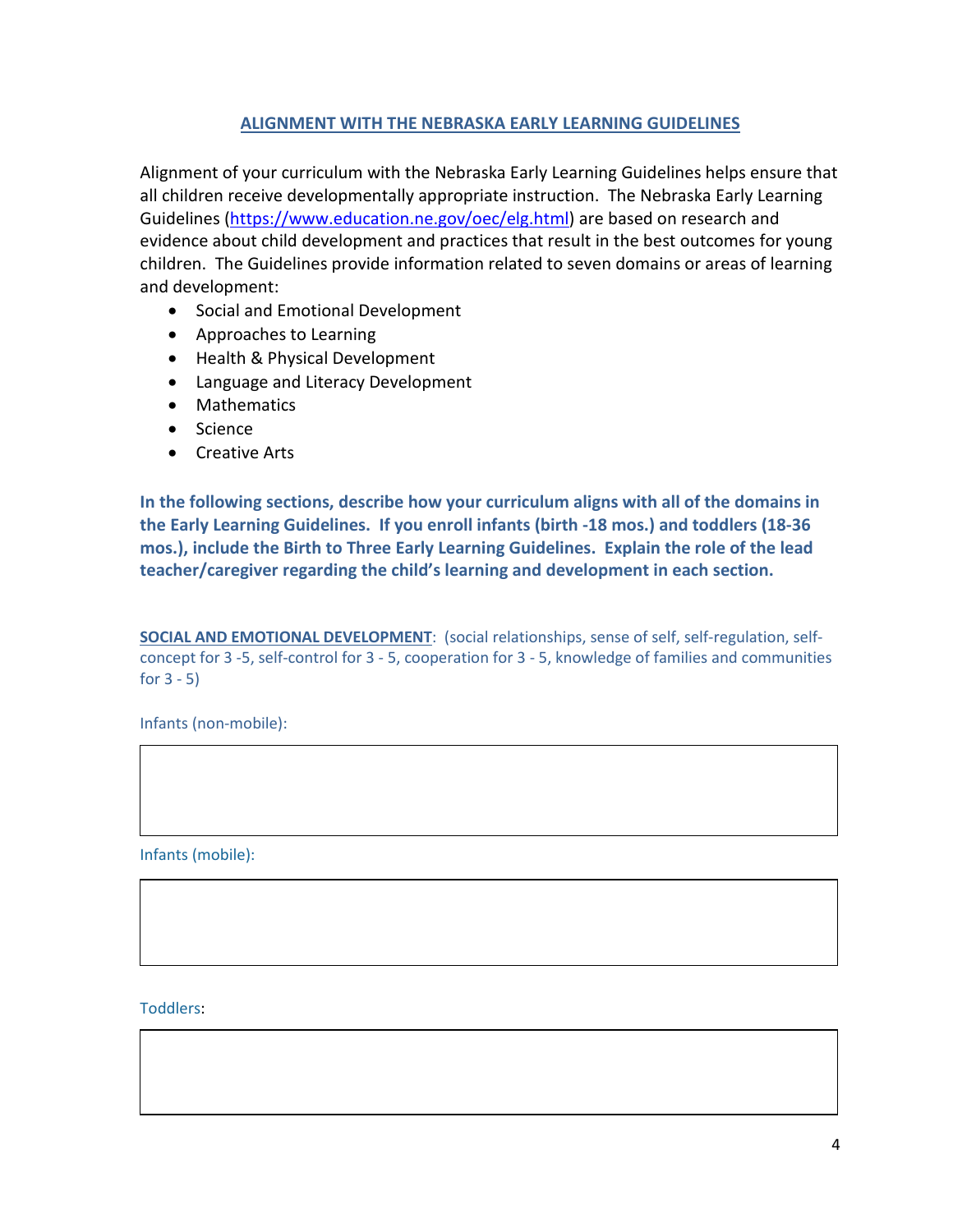## ALIGNMENT WITH THE NEBRASKA EARLY LEARNING GUIDELINES

Alignment of your curriculum with the Nebraska Early Learning Guidelines helps ensure that all children receive developmentally appropriate instruction. The Nebraska Early Learning Guidelines (https://www.education.ne.gov/oec/elg.html) are based on research and evidence about child development and practices that result in the best outcomes for young children. The Guidelines provide information related to seven domains or areas of learning and development:

- Social and Emotional Development
- Approaches to Learning
- Health & Physical Development
- Language and Literacy Development
- Mathematics
- Science
- Creative Arts

**In the following sections, describe how your curriculum aligns with all of the domains in the Early Learning Guidelines. If you enroll infants (birth -18 mos.) and toddlers (18-36 mos.), include the Birth to Three Early Learning Guidelines. Explain the role of the lead teacher/caregiver regarding the child's learning and development in each section.**

**SOCIAL AND EMOTIONAL DEVELOPMENT**: (social relationships, sense of self, self-regulation, self-concept for 3 -5, self-control for 3 - 5, cooperation for 3 - 5, knowledge of families and communities for 3 - 5)

Infants (non-mobile):

| |
|---|
| |

Infants (mobile):

| |
|---|
| |

Toddlers:

| |
|---|
| |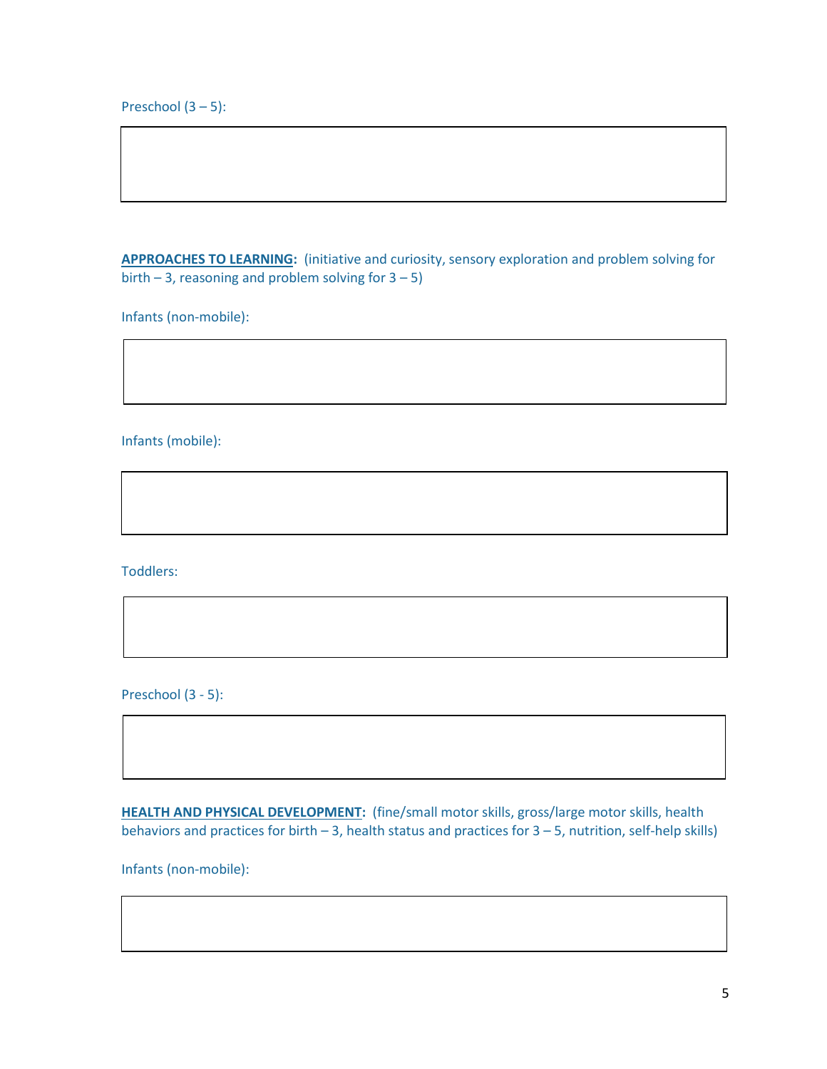Preschool (3 – 5):

| |
|---|
| |

**APPROACHES TO LEARNING:** (initiative and curiosity, sensory exploration and problem solving for birth – 3, reasoning and problem solving for 3 – 5)

Infants (non-mobile):

| |
|---|
| |

Infants (mobile):

| |
|---|
| |

Toddlers:

| |
|---|
| |

Preschool (3 - 5):

| |
|---|
| |

**HEALTH AND PHYSICAL DEVELOPMENT:** (fine/small motor skills, gross/large motor skills, health behaviors and practices for birth – 3, health status and practices for 3 – 5, nutrition, self-help skills)

Infants (non-mobile):

| |
|---|
| |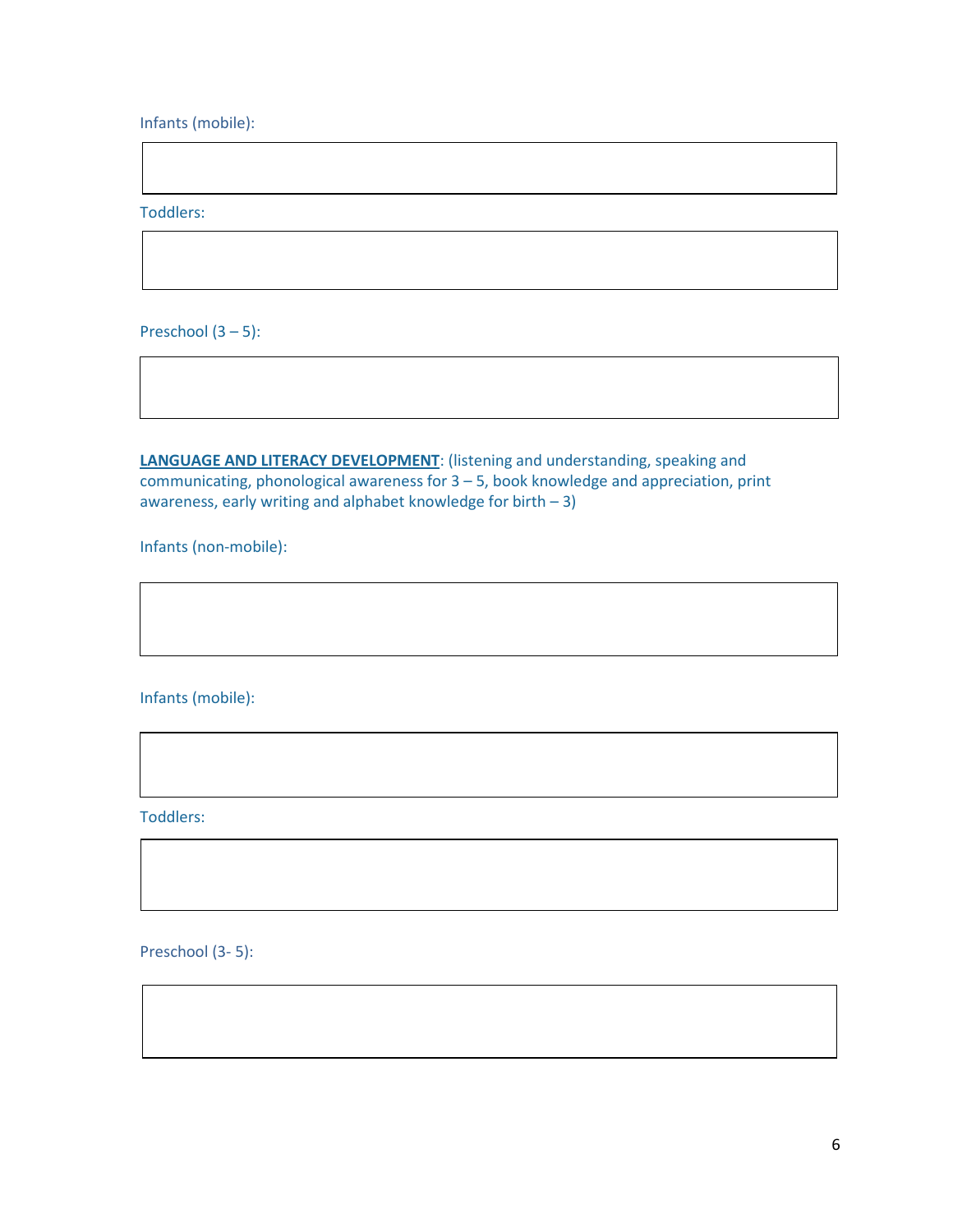Infants (mobile):

Toddlers:

Preschool (3 – 5):

**LANGUAGE AND LITERACY DEVELOPMENT**: (listening and understanding, speaking and communicating, phonological awareness for 3 – 5, book knowledge and appreciation, print awareness, early writing and alphabet knowledge for birth – 3)

Infants (non-mobile):

Infants (mobile):

Toddlers:

Preschool (3- 5):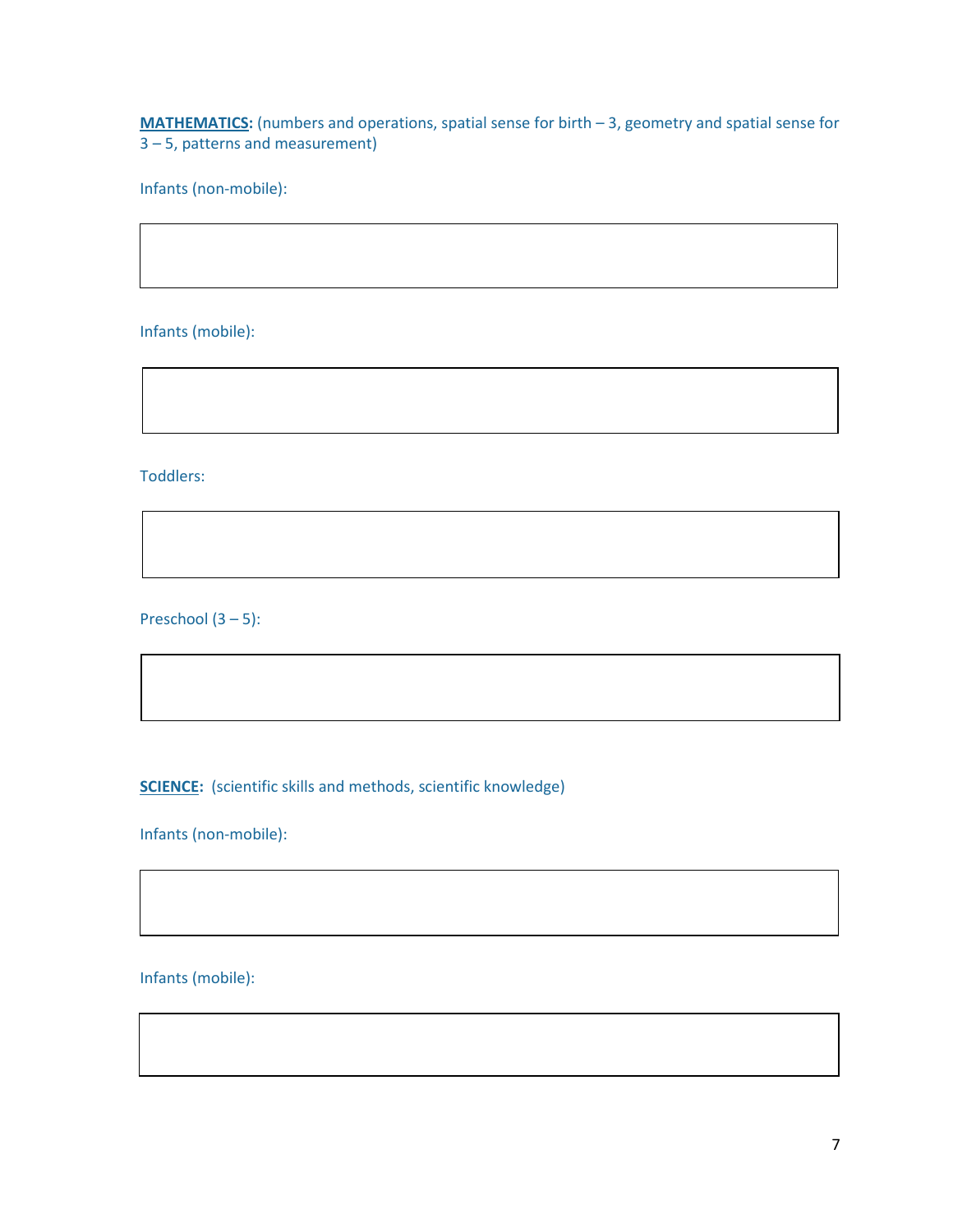**<u>MATHEMATICS</u>:** (numbers and operations, spatial sense for birth – 3, geometry and spatial sense for 3 – 5, patterns and measurement)

Infants (non-mobile):

| |
|---|
| |

Infants (mobile):

| |
|---|
| |

Toddlers:

| |
|---|
| |

Preschool (3 – 5):

| |
|---|
| |

**<u>SCIENCE</u>:** (scientific skills and methods, scientific knowledge)

Infants (non-mobile):

| |
|---|
| |

Infants (mobile):

| |
|---|
| |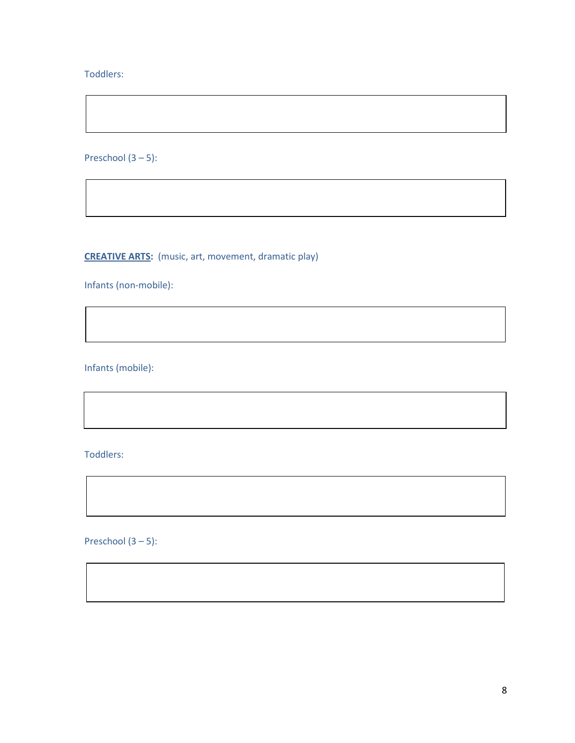Toddlers:

Preschool (3 – 5):

**CREATIVE ARTS:** (music, art, movement, dramatic play)

Infants (non-mobile):

Infants (mobile):

Toddlers:

Preschool (3 – 5):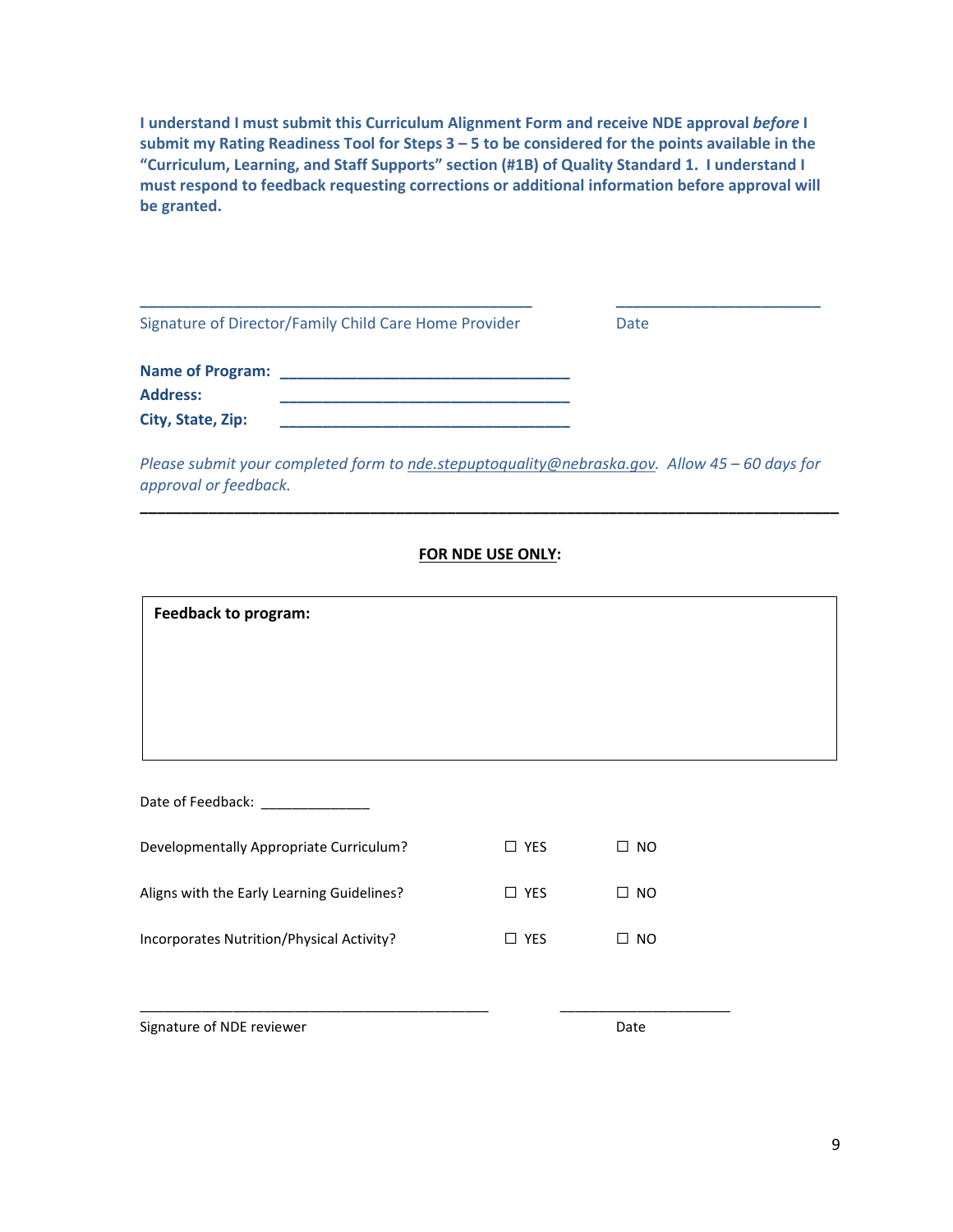**I understand I must submit this Curriculum Alignment Form and receive NDE approval *before* I submit my Rating Readiness Tool for Steps 3 – 5 to be considered for the points available in the "Curriculum, Learning, and Staff Supports" section (#1B) of Quality Standard 1. I understand I must respond to feedback requesting corrections or additional information before approval will be granted.**

_______________________________________________ &nbsp;&nbsp;&nbsp;&nbsp;&nbsp;&nbsp; ________________________

Signature of Director/Family Child Care Home Provider &nbsp;&nbsp;&nbsp;&nbsp;&nbsp;&nbsp; Date

**Name of Program:** ___________________________________

**Address:** ___________________________________

**City, State, Zip:** ___________________________________

*Please submit your completed form to nde.stepuptoquality@nebraska.gov. Allow 45 – 60 days for approval or feedback.*

---

**FOR NDE USE ONLY:**

| **Feedback to program:** |
|---|
| |

Date of Feedback: ______________

Developmentally Appropriate Curriculum? ☐ YES ☐ NO

Aligns with the Early Learning Guidelines? ☐ YES ☐ NO

Incorporates Nutrition/Physical Activity? ☐ YES ☐ NO

_____________________________________________ &nbsp;&nbsp;&nbsp;&nbsp;&nbsp;&nbsp; ______________________

Signature of NDE reviewer &nbsp;&nbsp;&nbsp;&nbsp;&nbsp;&nbsp; Date